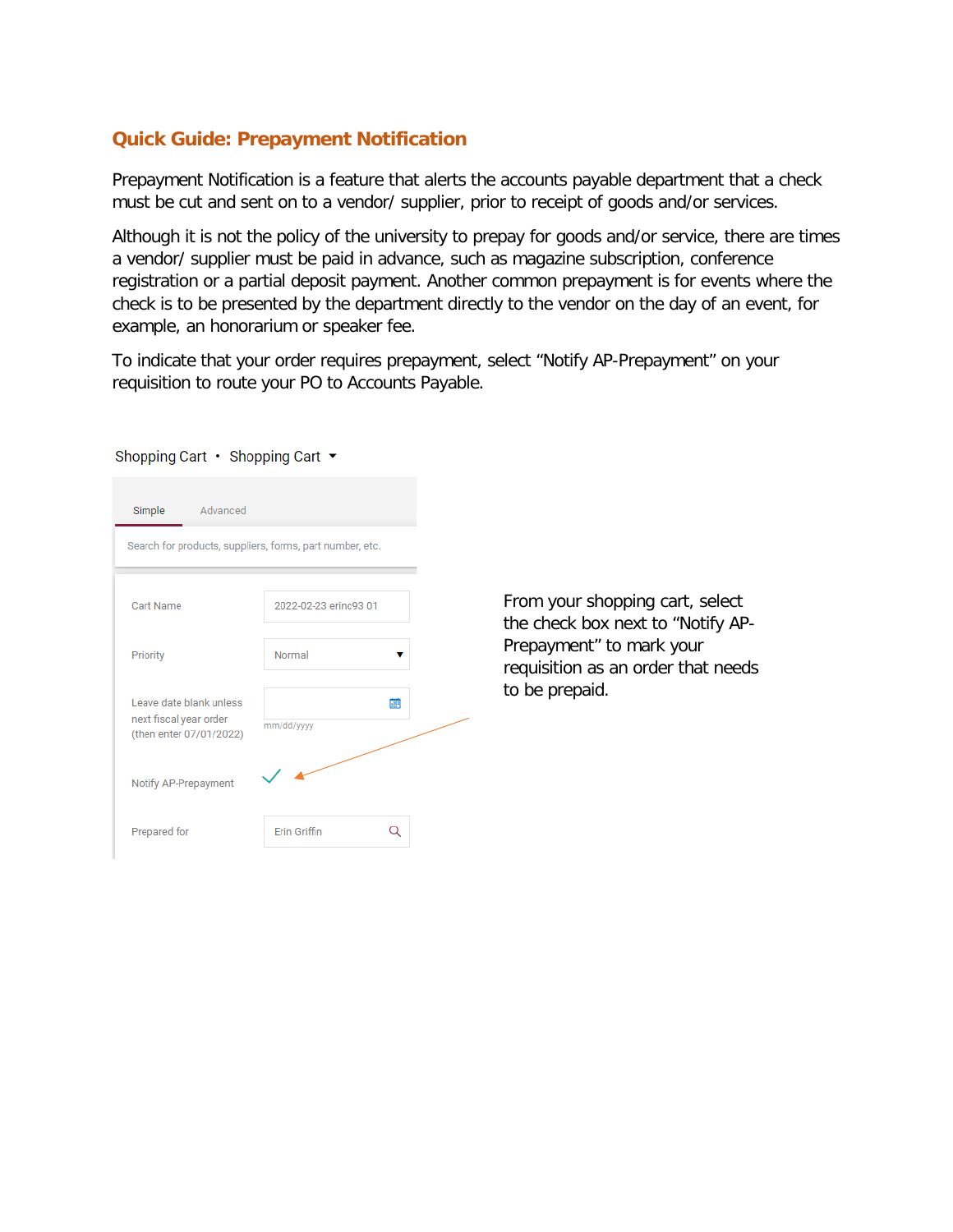## Quick Guide: Prepayment Notification

Prepayment Notification is a feature that alerts the accounts payable department that a check must be cut and sent on to a vendor/ supplier, prior to receipt of goods and/or services.

Although it is not the policy of the university to prepay for goods and/or service, there are times a vendor/ supplier must be paid in advance, such as magazine subscription, conference registration or a partial deposit payment. Another common prepayment is for events where the check is to be presented by the department directly to the vendor on the day of an event, for example, an honorarium or speaker fee.

To indicate that your order requires prepayment, select "Notify AP-Prepayment" on your requisition to route your PO to Accounts Payable.

Shopping Cart • Shopping Cart

Simple Advanced

Search for products, suppliers, forms, part number, etc.

Cart Name 2022-02-23 erinc93 01

Priority Normal

Leave date blank unless next fiscal year order (then enter 07/01/2022) mm/dd/yyyy

Notify AP-Prepayment

Prepared for Erin Griffin

From your shopping cart, select the check box next to "Notify AP-Prepayment" to mark your requisition as an order that needs to be prepaid.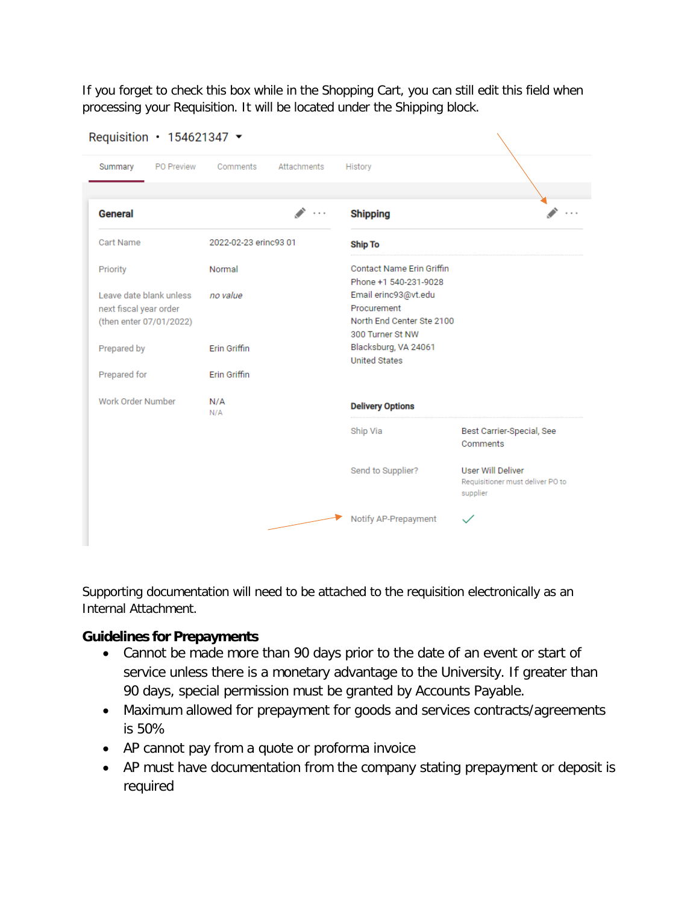If you forget to check this box while in the Shopping Cart, you can still edit this field when processing your Requisition. It will be located under the Shipping block.

Requisition • 154621347

Summary | PO Preview | Comments | Attachments | History

**General**

| | |
|---|---|
| Cart Name | 2022-02-23 erinc93 01 |
| Priority | Normal |
| Leave date blank unless next fiscal year order (then enter 07/01/2022) | *no value* |
| Prepared by | Erin Griffin |
| Prepared for | Erin Griffin |
| Work Order Number | N/A<br>N/A |

**Shipping**

**Ship To**

Contact Name Erin Griffin
Phone +1 540-231-9028
Email erinc93@vt.edu
Procurement
North End Center Ste 2100
300 Turner St NW
Blacksburg, VA 24061
United States

**Delivery Options**

| | |
|---|---|
| Ship Via | Best Carrier-Special, See Comments |
| Send to Supplier? | User Will Deliver<br>Requisitioner must deliver PO to supplier |
| Notify AP-Prepayment | ✓ |

Supporting documentation will need to be attached to the requisition electronically as an Internal Attachment.

**Guidelines for Prepayments**

- Cannot be made more than 90 days prior to the date of an event or start of service unless there is a monetary advantage to the University. If greater than 90 days, special permission must be granted by Accounts Payable.
- Maximum allowed for prepayment for goods and services contracts/agreements is 50%
- AP cannot pay from a quote or proforma invoice
- AP must have documentation from the company stating prepayment or deposit is required